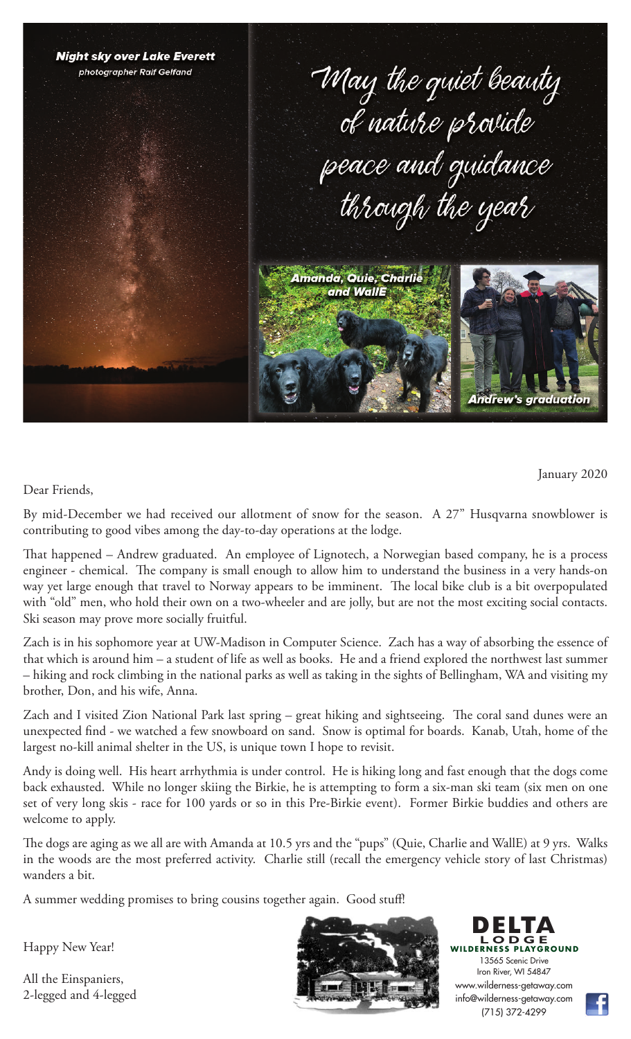Night sky over Lake Everett
photographer Ralf Gelfand

*May the quiet beauty of nature provide peace and guidance through the year*

Amanda, Quie, Charlie and WallE

Andrew's graduation

January 2020

Dear Friends,

By mid-December we had received our allotment of snow for the season. A 27" Husqvarna snowblower is contributing to good vibes among the day-to-day operations at the lodge.

That happened – Andrew graduated. An employee of Lignotech, a Norwegian based company, he is a process engineer - chemical. The company is small enough to allow him to understand the business in a very hands-on way yet large enough that travel to Norway appears to be imminent. The local bike club is a bit overpopulated with "old" men, who hold their own on a two-wheeler and are jolly, but are not the most exciting social contacts. Ski season may prove more socially fruitful.

Zach is in his sophomore year at UW-Madison in Computer Science. Zach has a way of absorbing the essence of that which is around him – a student of life as well as books. He and a friend explored the northwest last summer – hiking and rock climbing in the national parks as well as taking in the sights of Bellingham, WA and visiting my brother, Don, and his wife, Anna.

Zach and I visited Zion National Park last spring – great hiking and sightseeing. The coral sand dunes were an unexpected find - we watched a few snowboard on sand. Snow is optimal for boards. Kanab, Utah, home of the largest no-kill animal shelter in the US, is unique town I hope to revisit.

Andy is doing well. His heart arrhythmia is under control. He is hiking long and fast enough that the dogs come back exhausted. While no longer skiing the Birkie, he is attempting to form a six-man ski team (six men on one set of very long skis - race for 100 yards or so in this Pre-Birkie event). Former Birkie buddies and others are welcome to apply.

The dogs are aging as we all are with Amanda at 10.5 yrs and the "pups" (Quie, Charlie and WallE) at 9 yrs. Walks in the woods are the most preferred activity. Charlie still (recall the emergency vehicle story of last Christmas) wanders a bit.

A summer wedding promises to bring cousins together again. Good stuff!

Happy New Year!

All the Einspaniers,
2-legged and 4-legged

**DELTA LODGE**
**WILDERNESS PLAYGROUND**
13565 Scenic Drive
Iron River, WI 54847
www.wilderness-getaway.com
info@wilderness-getaway.com
(715) 372-4299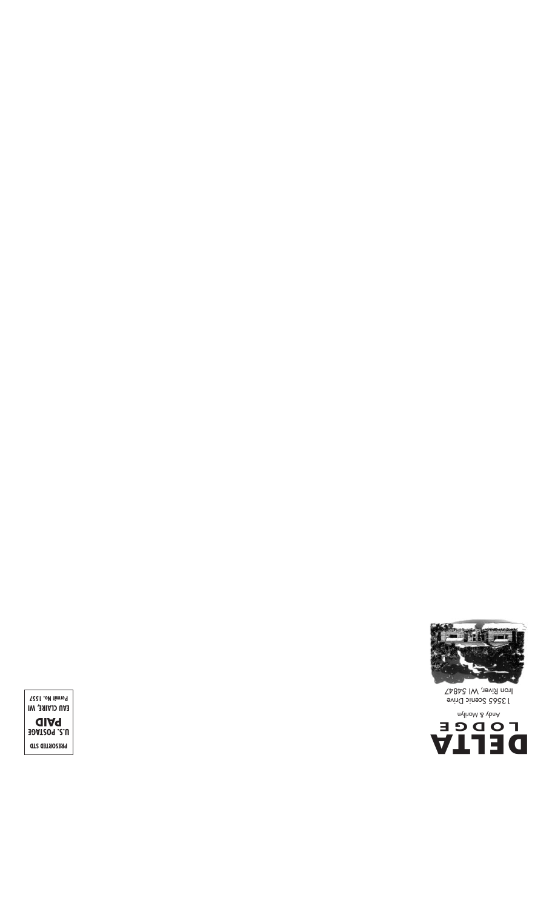**PRESORTED STD**
**U.S. POSTAGE**
**PAID**
**EAU CLAIRE, WI**
**Permit No. 1557**

# DELTA
## LODGE

Andy & Marilyn
13565 Scenic Drive
Iron River, WI 54847